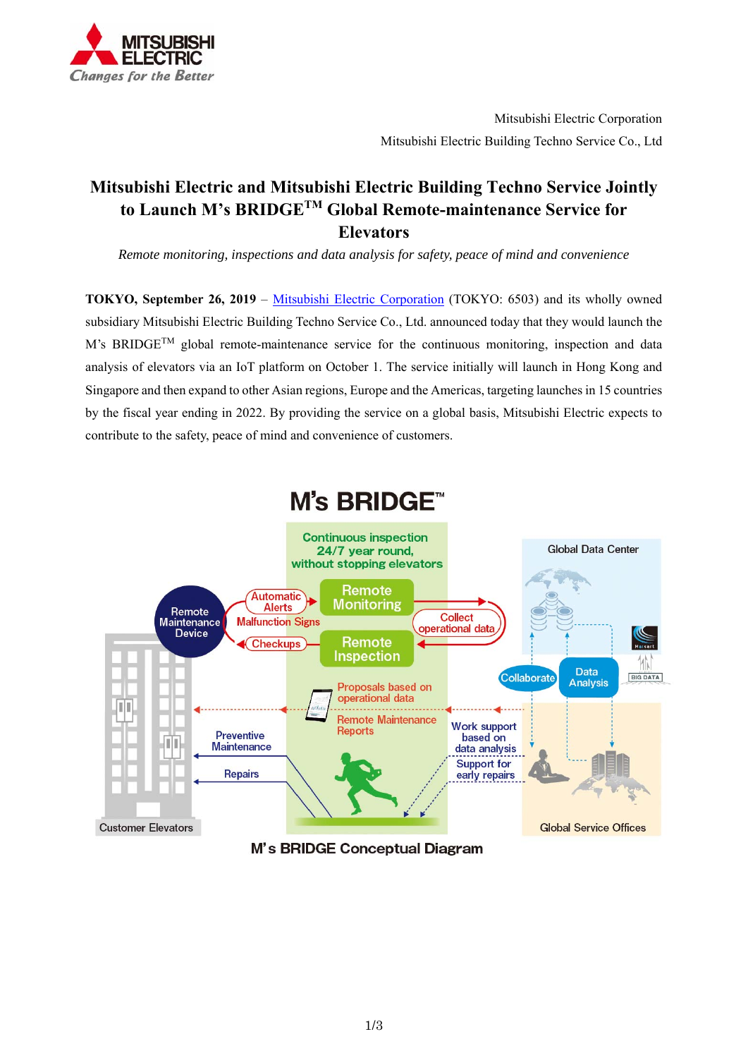Mitsubishi Electric Corporation

Mitsubishi Electric Building Techno Service Co., Ltd

# Mitsubishi Electric and Mitsubishi Electric Building Techno Service Jointly to Launch M's BRIDGE™ Global Remote-maintenance Service for Elevators

*Remote monitoring, inspections and data analysis for safety, peace of mind and convenience*

**TOKYO, September 26, 2019** – Mitsubishi Electric Corporation (TOKYO: 6503) and its wholly owned subsidiary Mitsubishi Electric Building Techno Service Co., Ltd. announced today that they would launch the M's BRIDGE™ global remote-maintenance service for the continuous monitoring, inspection and data analysis of elevators via an IoT platform on October 1. The service initially will launch in Hong Kong and Singapore and then expand to other Asian regions, Europe and the Americas, targeting launches in 15 countries by the fiscal year ending in 2022. By providing the service on a global basis, Mitsubishi Electric expects to contribute to the safety, peace of mind and convenience of customers.

M's BRIDGE Conceptual Diagram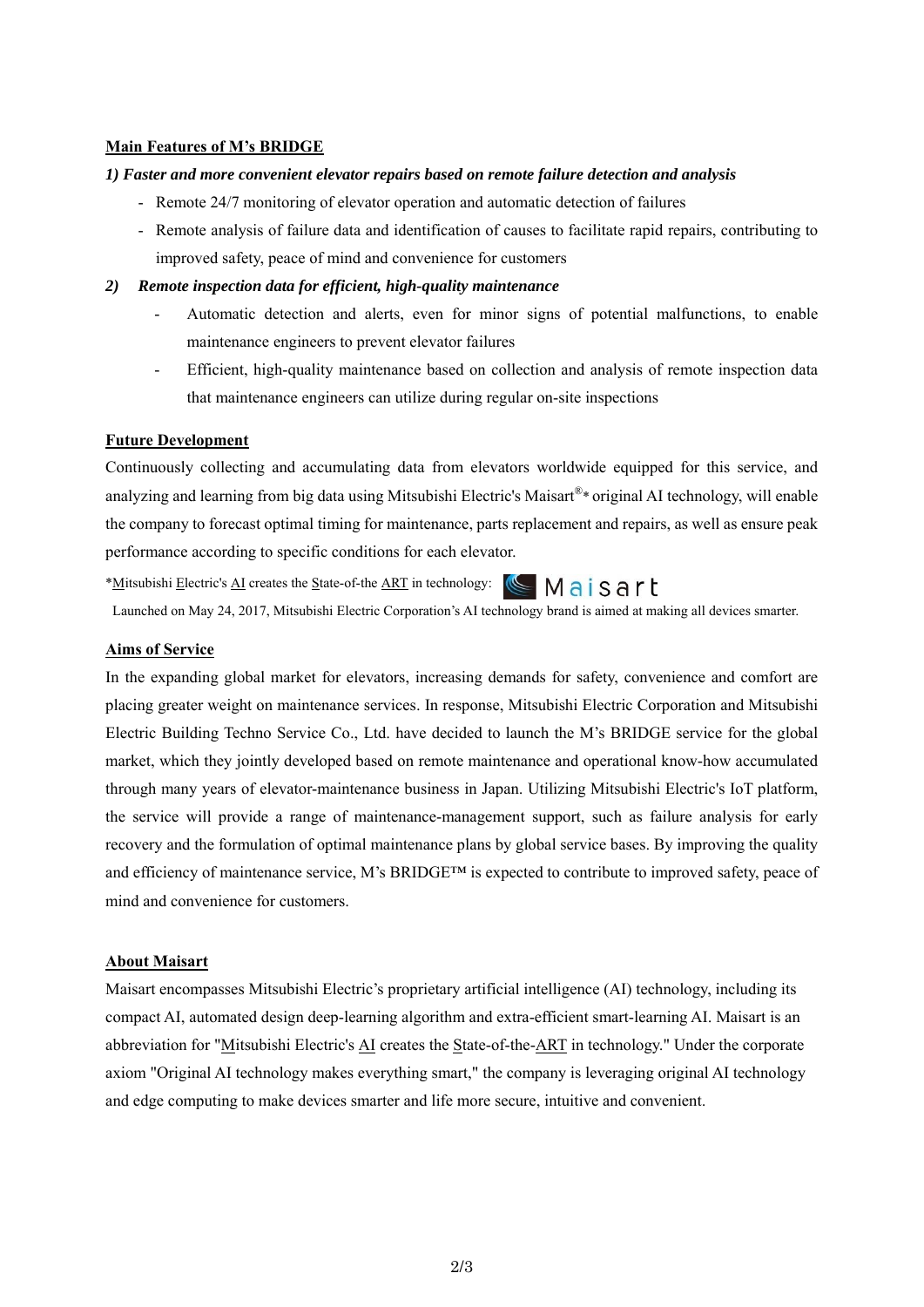**Main Features of M's BRIDGE**

***1) Faster and more convenient elevator repairs based on remote failure detection and analysis***

- Remote 24/7 monitoring of elevator operation and automatic detection of failures
- Remote analysis of failure data and identification of causes to facilitate rapid repairs, contributing to improved safety, peace of mind and convenience for customers

***2) Remote inspection data for efficient, high-quality maintenance***

- Automatic detection and alerts, even for minor signs of potential malfunctions, to enable maintenance engineers to prevent elevator failures
- Efficient, high-quality maintenance based on collection and analysis of remote inspection data that maintenance engineers can utilize during regular on-site inspections

**Future Development**

Continuously collecting and accumulating data from elevators worldwide equipped for this service, and analyzing and learning from big data using Mitsubishi Electric's Maisart®* original AI technology, will enable the company to forecast optimal timing for maintenance, parts replacement and repairs, as well as ensure peak performance according to specific conditions for each elevator.

*Mitsubishi Electric's AI creates the State-of-the ART in technology: Maisart

Launched on May 24, 2017, Mitsubishi Electric Corporation's AI technology brand is aimed at making all devices smarter.

**Aims of Service**

In the expanding global market for elevators, increasing demands for safety, convenience and comfort are placing greater weight on maintenance services. In response, Mitsubishi Electric Corporation and Mitsubishi Electric Building Techno Service Co., Ltd. have decided to launch the M's BRIDGE service for the global market, which they jointly developed based on remote maintenance and operational know-how accumulated through many years of elevator-maintenance business in Japan. Utilizing Mitsubishi Electric's IoT platform, the service will provide a range of maintenance-management support, such as failure analysis for early recovery and the formulation of optimal maintenance plans by global service bases. By improving the quality and efficiency of maintenance service, M's BRIDGE™ is expected to contribute to improved safety, peace of mind and convenience for customers.

**About Maisart**

Maisart encompasses Mitsubishi Electric's proprietary artificial intelligence (AI) technology, including its compact AI, automated design deep-learning algorithm and extra-efficient smart-learning AI. Maisart is an abbreviation for "Mitsubishi Electric's AI creates the State-of-the-ART in technology." Under the corporate axiom "Original AI technology makes everything smart," the company is leveraging original AI technology and edge computing to make devices smarter and life more secure, intuitive and convenient.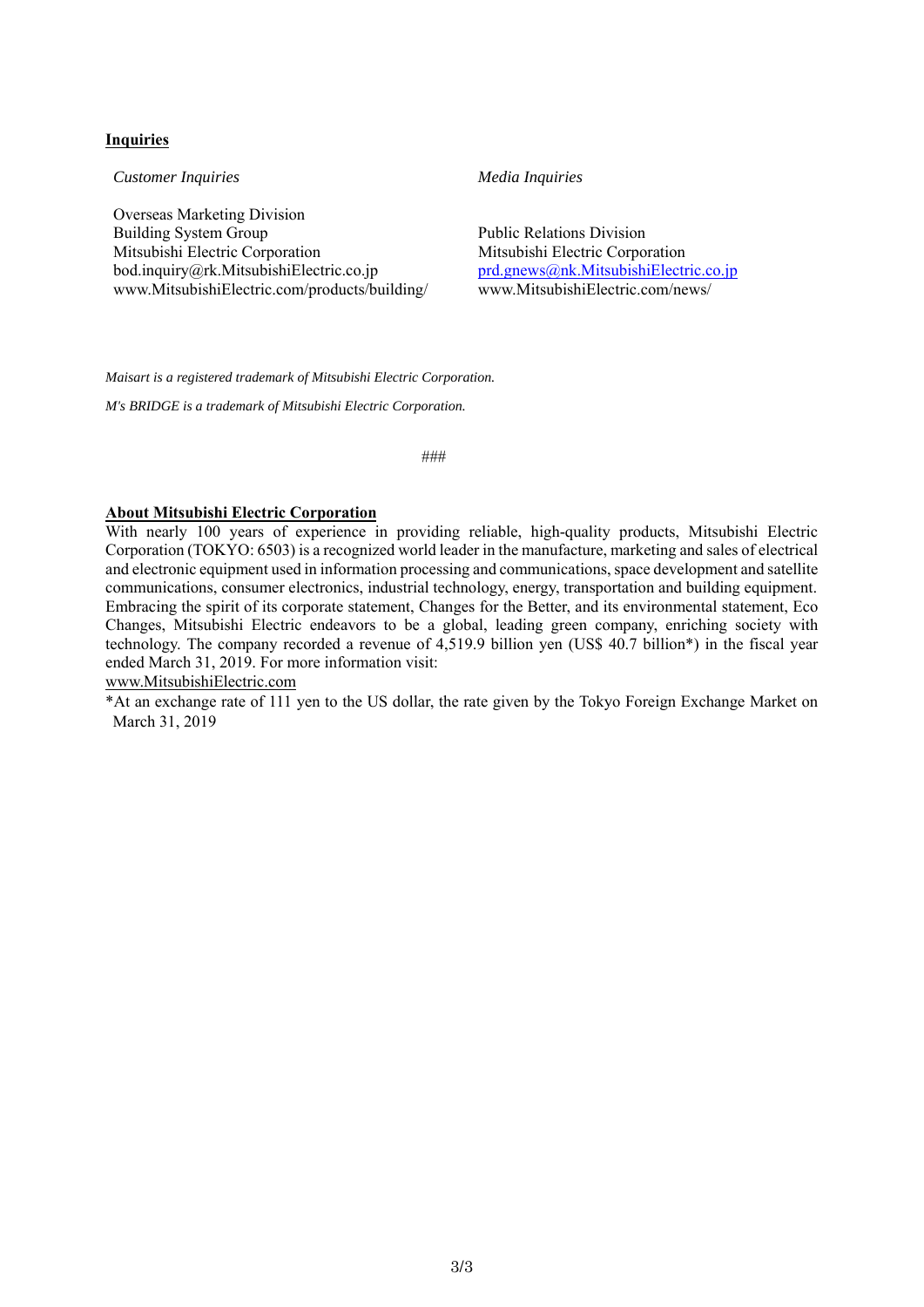**Inquiries**

*Customer Inquiries*

Overseas Marketing Division
Building System Group
Mitsubishi Electric Corporation
bod.inquiry@rk.MitsubishiElectric.co.jp
www.MitsubishiElectric.com/products/building/

*Media Inquiries*

Public Relations Division
Mitsubishi Electric Corporation
prd.gnews@nk.MitsubishiElectric.co.jp
www.MitsubishiElectric.com/news/

*Maisart is a registered trademark of Mitsubishi Electric Corporation.*

*M's BRIDGE is a trademark of Mitsubishi Electric Corporation.*

###

**About Mitsubishi Electric Corporation**

With nearly 100 years of experience in providing reliable, high-quality products, Mitsubishi Electric Corporation (TOKYO: 6503) is a recognized world leader in the manufacture, marketing and sales of electrical and electronic equipment used in information processing and communications, space development and satellite communications, consumer electronics, industrial technology, energy, transportation and building equipment. Embracing the spirit of its corporate statement, Changes for the Better, and its environmental statement, Eco Changes, Mitsubishi Electric endeavors to be a global, leading green company, enriching society with technology. The company recorded a revenue of 4,519.9 billion yen (US$ 40.7 billion*) in the fiscal year ended March 31, 2019. For more information visit:
www.MitsubishiElectric.com

*At an exchange rate of 111 yen to the US dollar, the rate given by the Tokyo Foreign Exchange Market on March 31, 2019